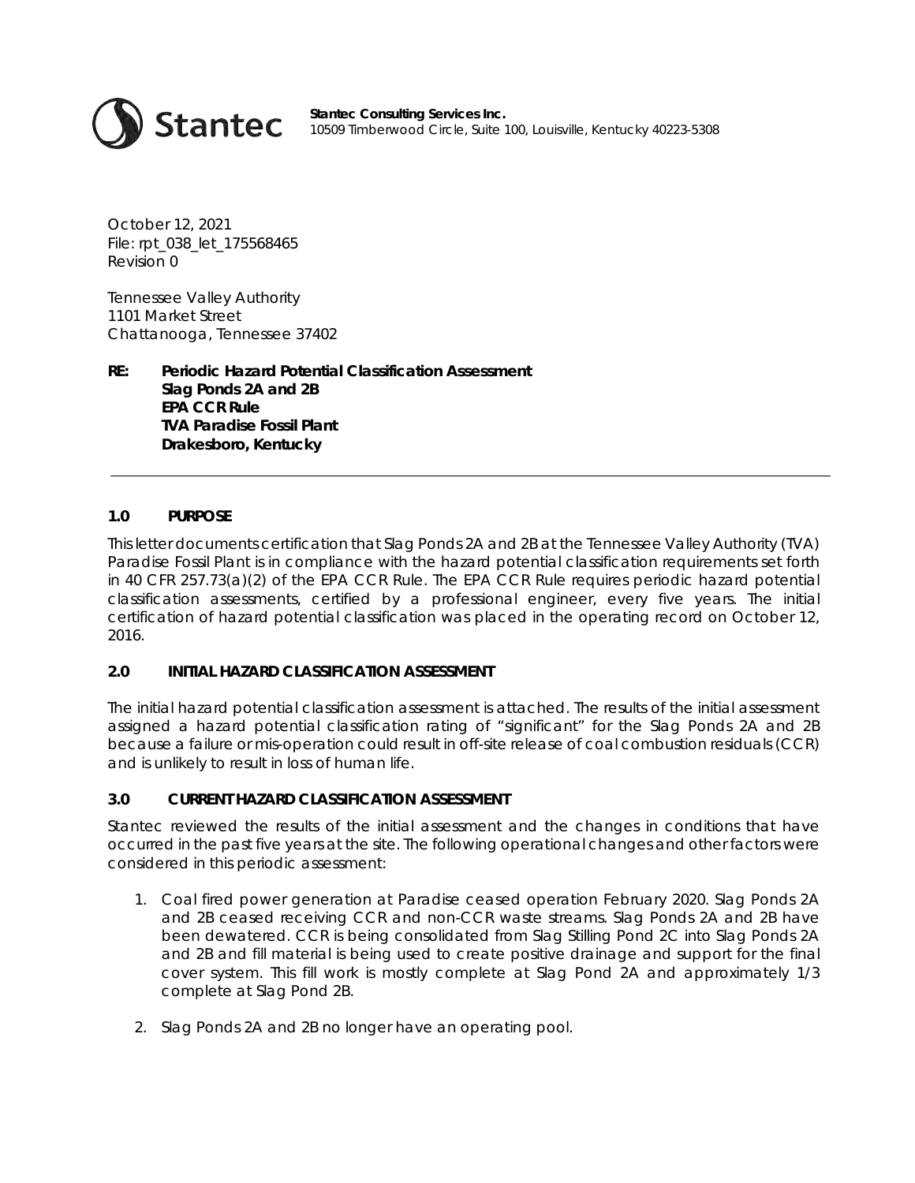**Stantec Consulting Services Inc.**
10509 Timberwood Circle, Suite 100, Louisville, Kentucky 40223-5308

October 12, 2021
File: rpt_038_let_175568465
Revision 0

Tennessee Valley Authority
1101 Market Street
Chattanooga, Tennessee 37402

**RE: Periodic Hazard Potential Classification Assessment**
**Slag Ponds 2A and 2B**
**EPA CCR Rule**
**TVA Paradise Fossil Plant**
**Drakesboro, Kentucky**

---

## 1.0 PURPOSE

This letter documents certification that Slag Ponds 2A and 2B at the Tennessee Valley Authority (TVA) Paradise Fossil Plant is in compliance with the hazard potential classification requirements set forth in 40 CFR 257.73(a)(2) of the EPA CCR Rule. The EPA CCR Rule requires periodic hazard potential classification assessments, certified by a professional engineer, every five years. The initial certification of hazard potential classification was placed in the operating record on October 12, 2016.

## 2.0 INITIAL HAZARD CLASSIFICATION ASSESSMENT

The initial hazard potential classification assessment is attached. The results of the initial assessment assigned a hazard potential classification rating of "significant" for the Slag Ponds 2A and 2B because a failure or mis-operation could result in off-site release of coal combustion residuals (CCR) and is unlikely to result in loss of human life.

## 3.0 CURRENT HAZARD CLASSIFICATION ASSESSMENT

Stantec reviewed the results of the initial assessment and the changes in conditions that have occurred in the past five years at the site. The following operational changes and other factors were considered in this periodic assessment:

1. Coal fired power generation at Paradise ceased operation February 2020. Slag Ponds 2A and 2B ceased receiving CCR and non-CCR waste streams. Slag Ponds 2A and 2B have been dewatered. CCR is being consolidated from Slag Stilling Pond 2C into Slag Ponds 2A and 2B and fill material is being used to create positive drainage and support for the final cover system. This fill work is mostly complete at Slag Pond 2A and approximately 1/3 complete at Slag Pond 2B.

2. Slag Ponds 2A and 2B no longer have an operating pool.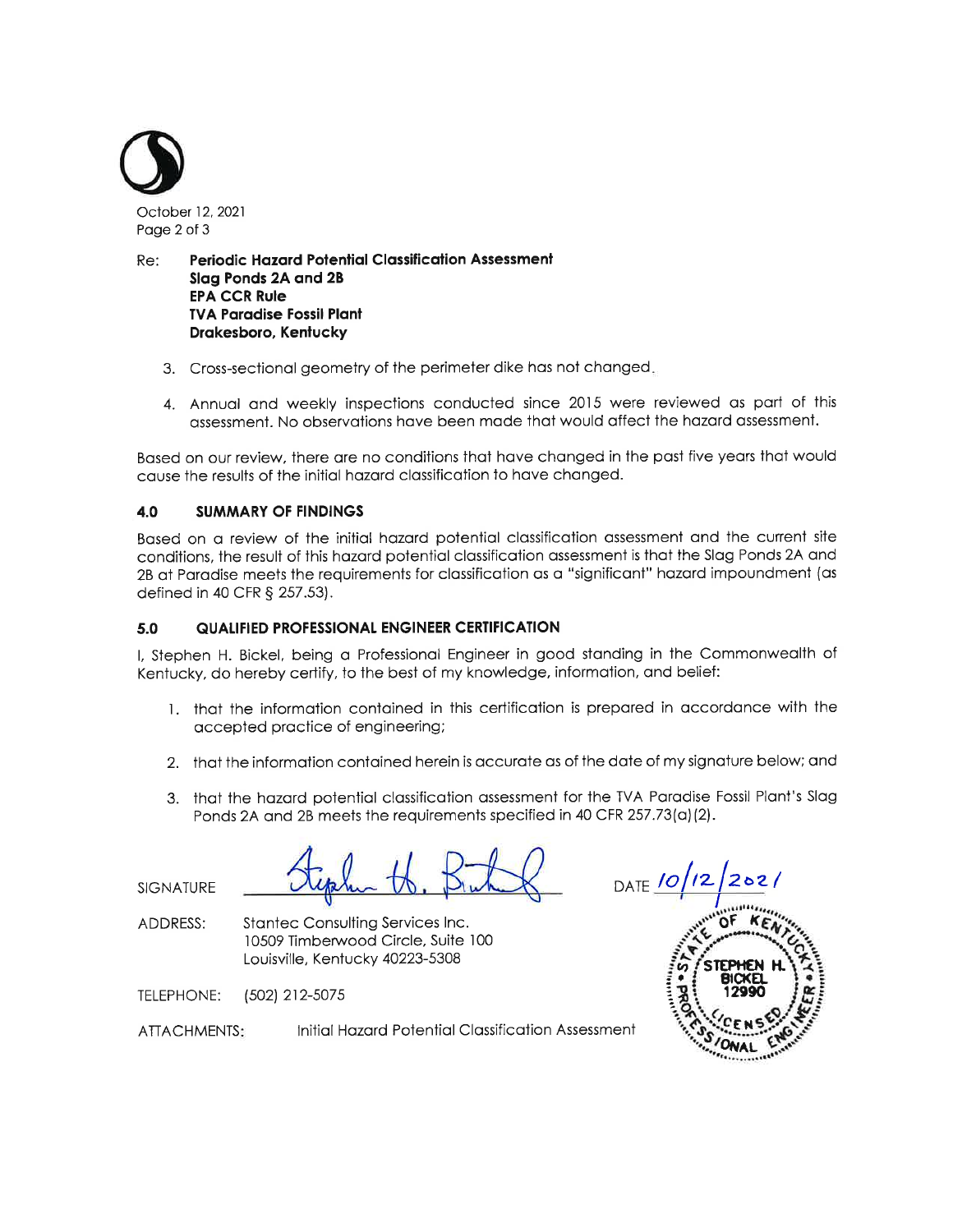Re: **Periodic Hazard Potential Classification Assessment**
**Slag Ponds 2A and 2B**
**EPA CCR Rule**
**TVA Paradise Fossil Plant**
**Drakesboro, Kentucky**

3. Cross-sectional geometry of the perimeter dike has not changed.

4. Annual and weekly inspections conducted since 2015 were reviewed as part of this assessment. No observations have been made that would affect the hazard assessment.

Based on our review, there are no conditions that have changed in the past five years that would cause the results of the initial hazard classification to have changed.

## 4.0 SUMMARY OF FINDINGS

Based on a review of the initial hazard potential classification assessment and the current site conditions, the result of this hazard potential classification assessment is that the Slag Ponds 2A and 2B at Paradise meets the requirements for classification as a "significant" hazard impoundment (as defined in 40 CFR § 257.53).

## 5.0 QUALIFIED PROFESSIONAL ENGINEER CERTIFICATION

I, Stephen H. Bickel, being a Professional Engineer in good standing in the Commonwealth of Kentucky, do hereby certify, to the best of my knowledge, information, and belief:

1. that the information contained in this certification is prepared in accordance with the accepted practice of engineering;

2. that the information contained herein is accurate as of the date of my signature below; and

3. that the hazard potential classification assessment for the TVA Paradise Fossil Plant's Slag Ponds 2A and 2B meets the requirements specified in 40 CFR 257.73(a)(2).

SIGNATURE: Stephen H. Bickel

DATE: 10/12/2021

STATE OF KENTUCKY
STEPHEN H. BICKEL
12990
LICENSED PROFESSIONAL ENGINEER

ADDRESS: Stantec Consulting Services Inc.
10509 Timberwood Circle, Suite 100
Louisville, Kentucky 40223-5308

TELEPHONE: (502) 212-5075

ATTACHMENTS: Initial Hazard Potential Classification Assessment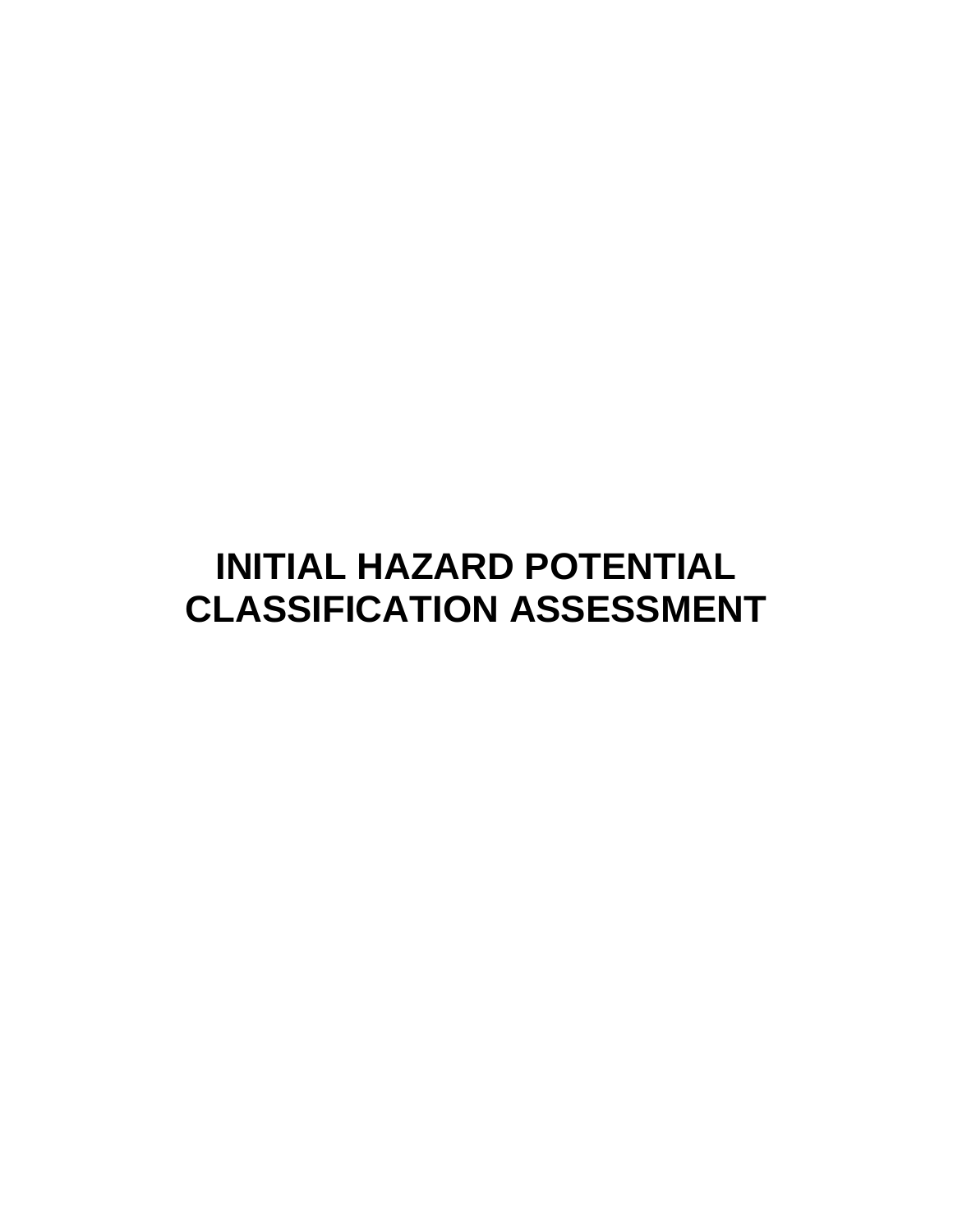# INITIAL HAZARD POTENTIAL CLASSIFICATION ASSESSMENT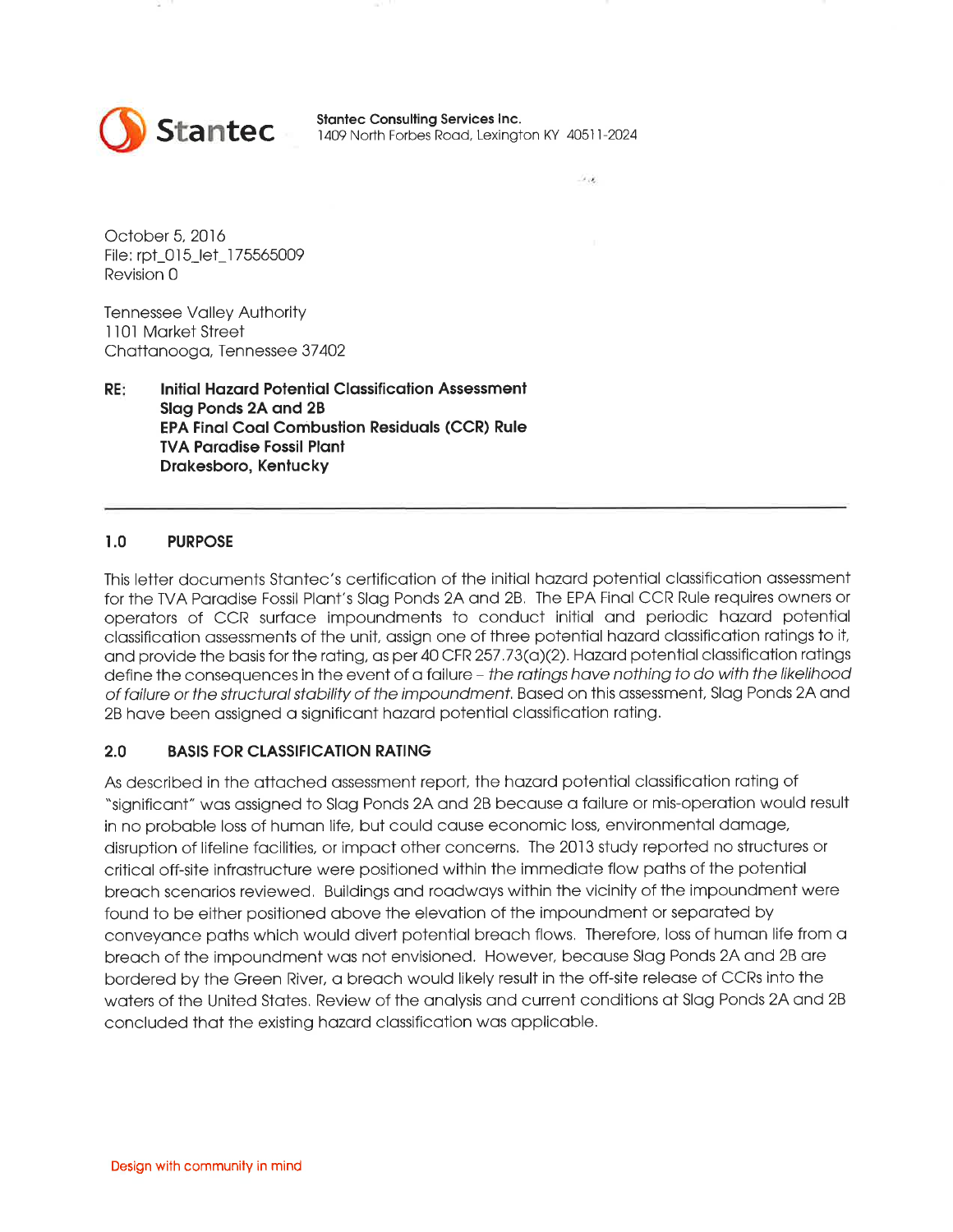**Stantec Consulting Services Inc.**
1409 North Forbes Road, Lexington KY 40511-2024

October 5, 2016
File: rpt_015_let_175565009
Revision 0

Tennessee Valley Authority
1101 Market Street
Chattanooga, Tennessee 37402

**RE: Initial Hazard Potential Classification Assessment**
**Slag Ponds 2A and 2B**
**EPA Final Coal Combustion Residuals (CCR) Rule**
**TVA Paradise Fossil Plant**
**Drakesboro, Kentucky**

---

## 1.0 PURPOSE

This letter documents Stantec's certification of the initial hazard potential classification assessment for the TVA Paradise Fossil Plant's Slag Ponds 2A and 2B. The EPA Final CCR Rule requires owners or operators of CCR surface impoundments to conduct initial and periodic hazard potential classification assessments of the unit, assign one of three potential hazard classification ratings to it, and provide the basis for the rating, as per 40 CFR 257.73(a)(2). Hazard potential classification ratings define the consequences in the event of a failure – *the ratings have nothing to do with the likelihood of failure or the structural stability of the impoundment.* Based on this assessment, Slag Ponds 2A and 2B have been assigned a significant hazard potential classification rating.

## 2.0 BASIS FOR CLASSIFICATION RATING

As described in the attached assessment report, the hazard potential classification rating of "significant" was assigned to Slag Ponds 2A and 2B because a failure or mis-operation would result in no probable loss of human life, but could cause economic loss, environmental damage, disruption of lifeline facilities, or impact other concerns. The 2013 study reported no structures or critical off-site infrastructure were positioned within the immediate flow paths of the potential breach scenarios reviewed. Buildings and roadways within the vicinity of the impoundment were found to be either positioned above the elevation of the impoundment or separated by conveyance paths which would divert potential breach flows. Therefore, loss of human life from a breach of the impoundment was not envisioned. However, because Slag Ponds 2A and 2B are bordered by the Green River, a breach would likely result in the off-site release of CCRs into the waters of the United States. Review of the analysis and current conditions at Slag Ponds 2A and 2B concluded that the existing hazard classification was applicable.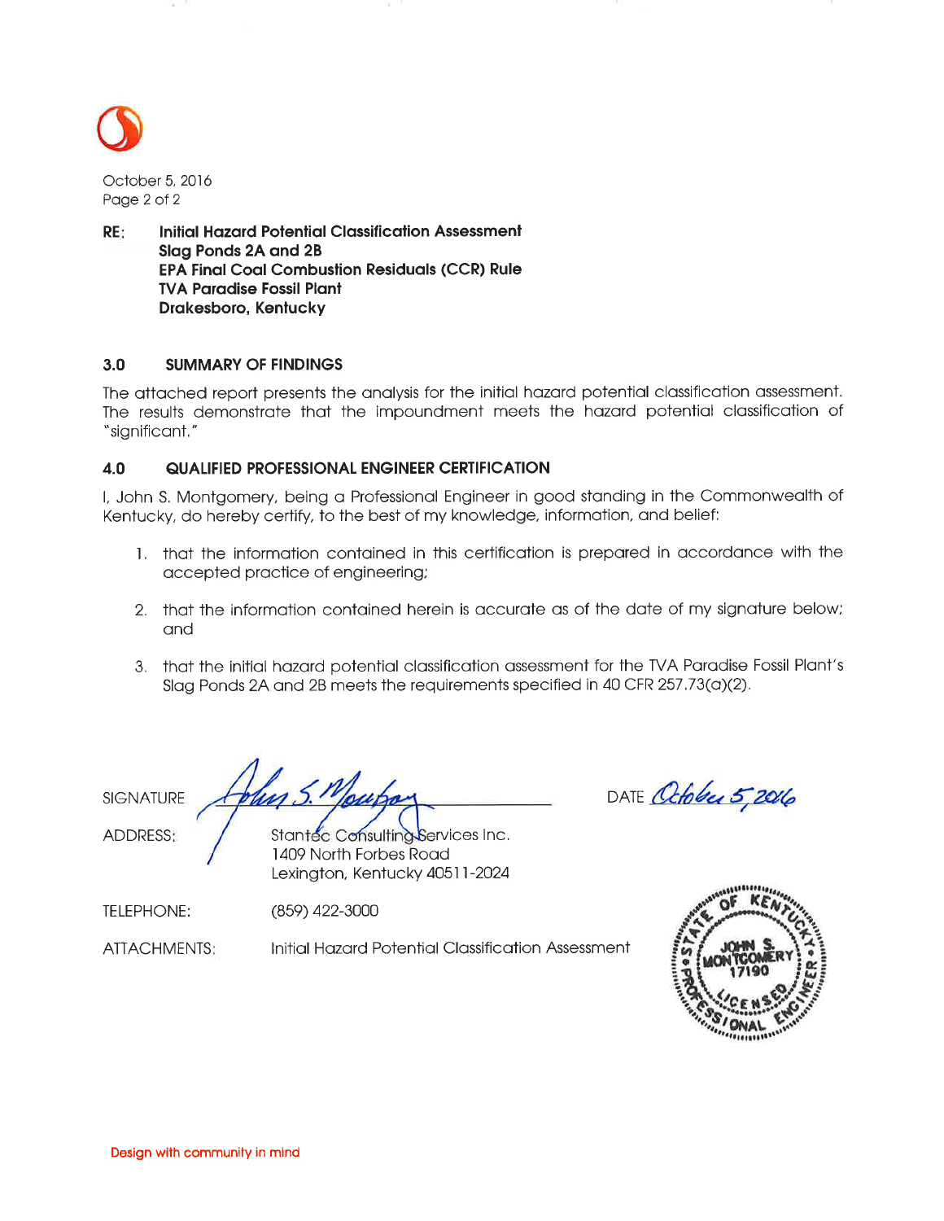October 5, 2016

**RE: Initial Hazard Potential Classification Assessment**
**Slag Ponds 2A and 2B**
**EPA Final Coal Combustion Residuals (CCR) Rule**
**TVA Paradise Fossil Plant**
**Drakesboro, Kentucky**

## 3.0 SUMMARY OF FINDINGS

The attached report presents the analysis for the initial hazard potential classification assessment. The results demonstrate that the impoundment meets the hazard potential classification of "significant."

## 4.0 QUALIFIED PROFESSIONAL ENGINEER CERTIFICATION

I, John S. Montgomery, being a Professional Engineer in good standing in the Commonwealth of Kentucky, do hereby certify, to the best of my knowledge, information, and belief:

1. that the information contained in this certification is prepared in accordance with the accepted practice of engineering;
2. that the information contained herein is accurate as of the date of my signature below; and
3. that the initial hazard potential classification assessment for the TVA Paradise Fossil Plant's Slag Ponds 2A and 2B meets the requirements specified in 40 CFR 257.73(a)(2).

SIGNATURE: John S. Montgomery

DATE: October 5, 2016

ADDRESS: Stantec Consulting Services Inc.
1409 North Forbes Road
Lexington, Kentucky 40511-2024

TELEPHONE: (859) 422-3000

ATTACHMENTS: Initial Hazard Potential Classification Assessment

STATE OF KENTUCKY
JOHN S. MONTGOMERY
17190
LICENSED PROFESSIONAL ENGINEER

Design with community in mind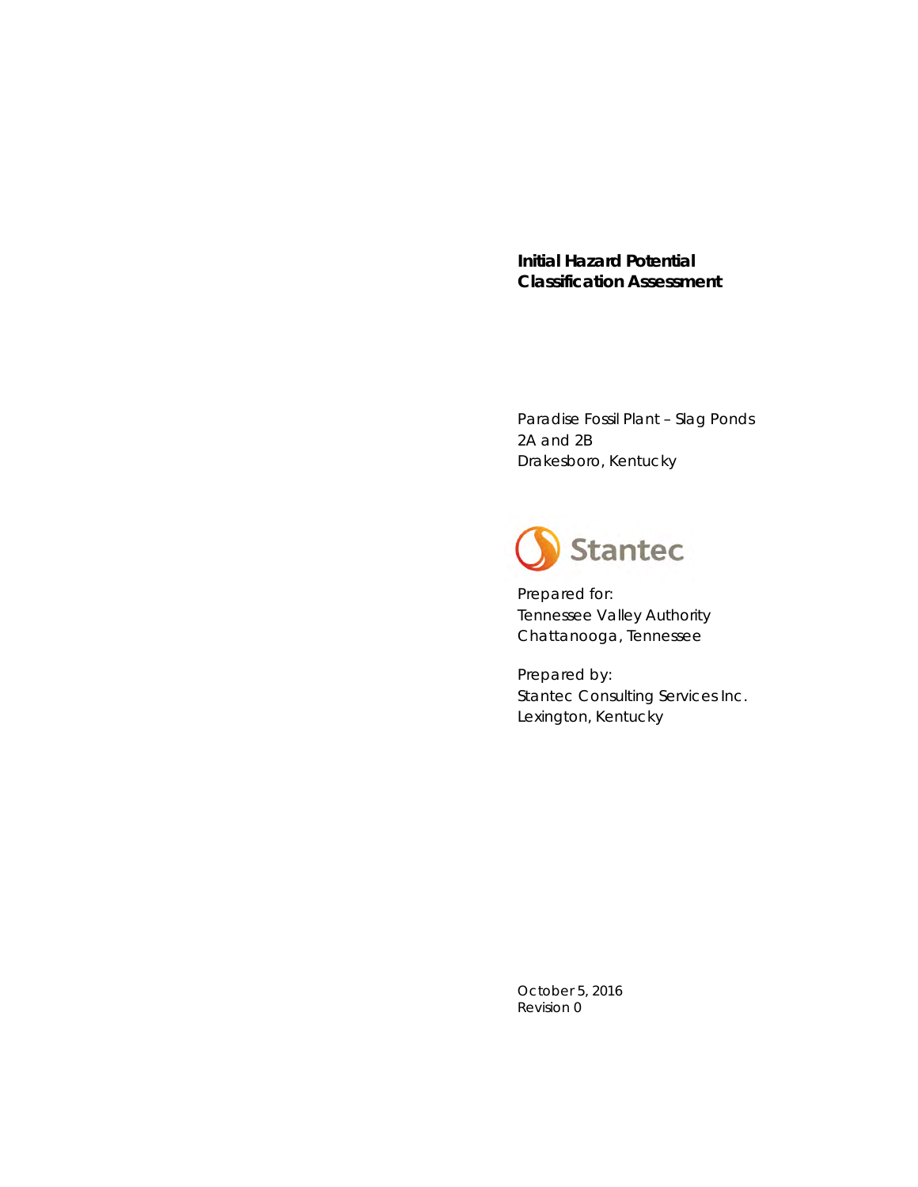**Initial Hazard Potential Classification Assessment**

Paradise Fossil Plant – Slag Ponds 2A and 2B
Drakesboro, Kentucky

Stantec

Prepared for:
Tennessee Valley Authority
Chattanooga, Tennessee

Prepared by:
Stantec Consulting Services Inc.
Lexington, Kentucky

October 5, 2016
Revision 0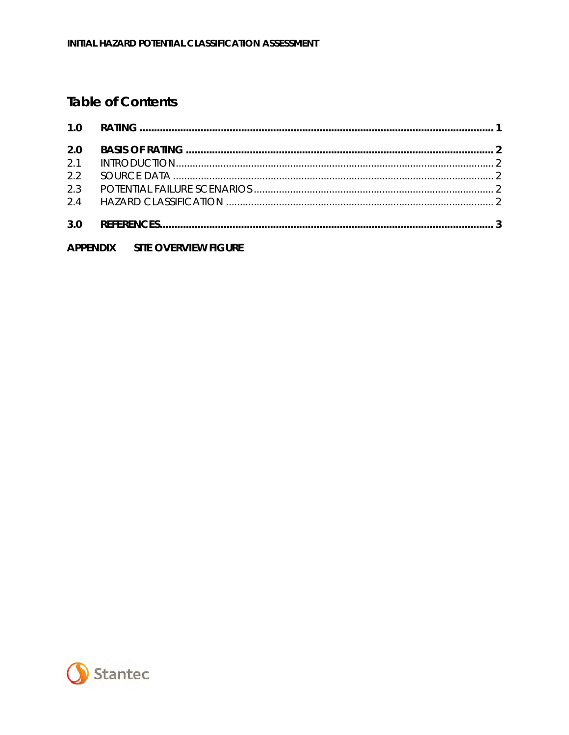# Table of Contents

| | | |
|---|---|---|
| **1.0** | **RATING** | **1** |
| **2.0** | **BASIS OF RATING** | **2** |
| 2.1 | INTRODUCTION | 2 |
| 2.2 | SOURCE DATA | 2 |
| 2.3 | POTENTIAL FAILURE SCENARIOS | 2 |
| 2.4 | HAZARD CLASSIFICATION | 2 |
| **3.0** | **REFERENCES** | **3** |

**APPENDIX SITE OVERVIEW FIGURE**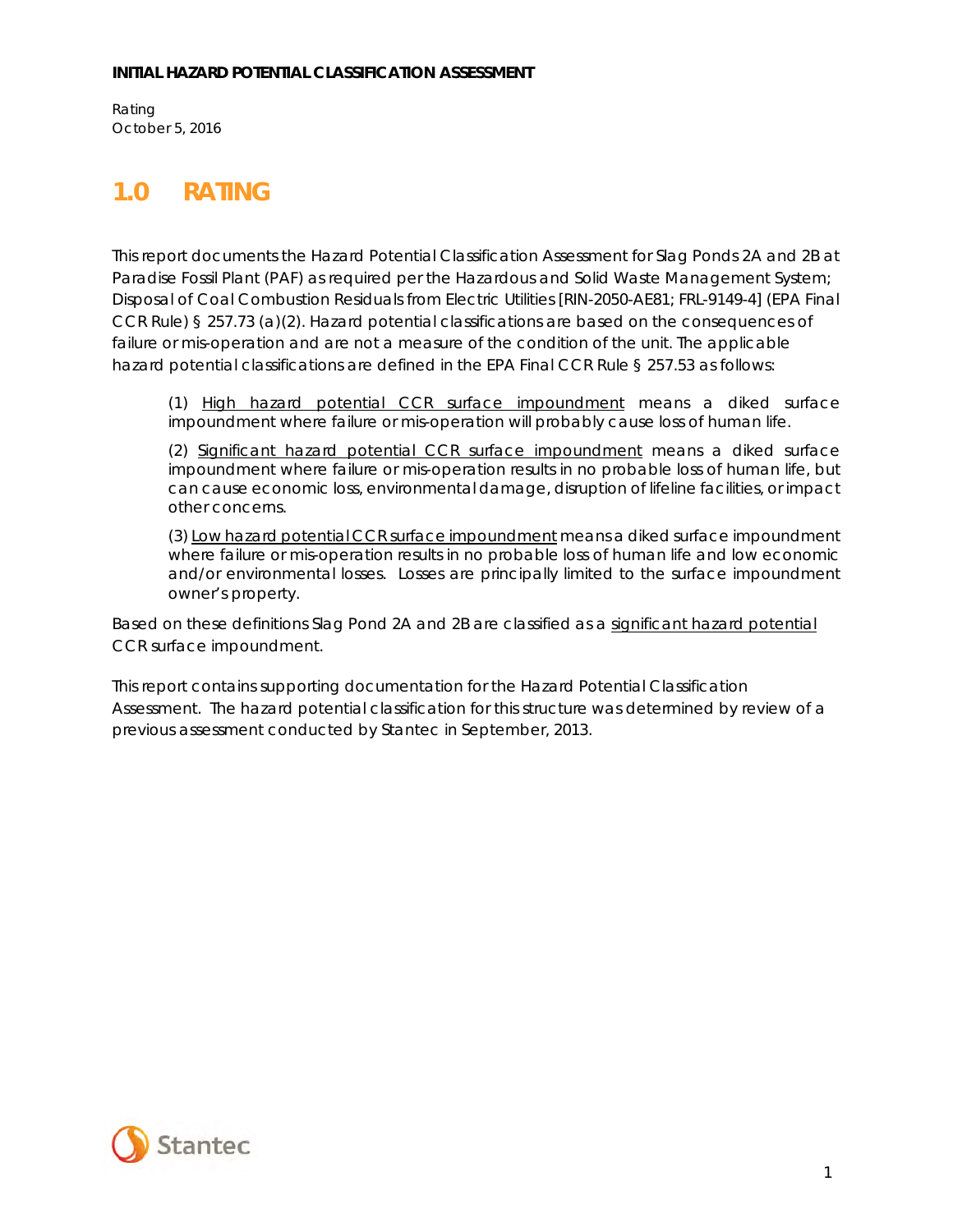# 1.0 RATING

This report documents the Hazard Potential Classification Assessment for Slag Ponds 2A and 2B at Paradise Fossil Plant (PAF) as required per the Hazardous and Solid Waste Management System; Disposal of Coal Combustion Residuals from Electric Utilities [RIN-2050-AE81; FRL-9149-4] (EPA Final CCR Rule) § 257.73 (a)(2). Hazard potential classifications are based on the consequences of failure or mis-operation and are not a measure of the condition of the unit. The applicable hazard potential classifications are defined in the EPA Final CCR Rule § 257.53 as follows:

> (1) <u>High hazard potential CCR surface impoundment</u> means a diked surface impoundment where failure or mis-operation will probably cause loss of human life.
>
> (2) <u>Significant hazard potential CCR surface impoundment</u> means a diked surface impoundment where failure or mis-operation results in no probable loss of human life, but can cause economic loss, environmental damage, disruption of lifeline facilities, or impact other concerns.
>
> (3) <u>Low hazard potential CCR surface impoundment</u> means a diked surface impoundment where failure or mis-operation results in no probable loss of human life and low economic and/or environmental losses. Losses are principally limited to the surface impoundment owner's property.

Based on these definitions Slag Pond 2A and 2B are classified as a <u>significant hazard potential</u> CCR surface impoundment.

This report contains supporting documentation for the Hazard Potential Classification Assessment. The hazard potential classification for this structure was determined by review of a previous assessment conducted by Stantec in September, 2013.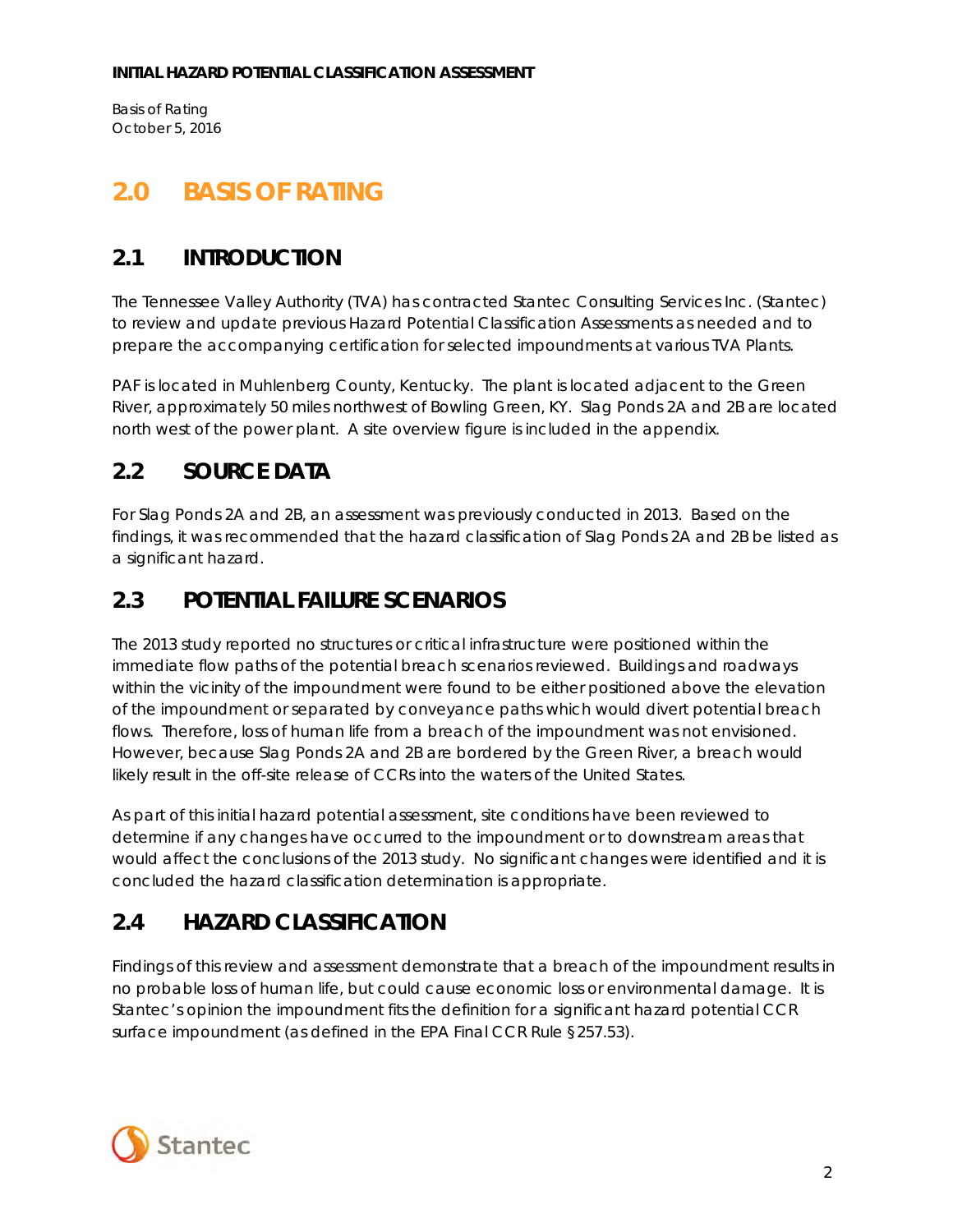# 2.0 BASIS OF RATING

## 2.1 INTRODUCTION

The Tennessee Valley Authority (TVA) has contracted Stantec Consulting Services Inc. (Stantec) to review and update previous Hazard Potential Classification Assessments as needed and to prepare the accompanying certification for selected impoundments at various TVA Plants.

PAF is located in Muhlenberg County, Kentucky. The plant is located adjacent to the Green River, approximately 50 miles northwest of Bowling Green, KY. Slag Ponds 2A and 2B are located north west of the power plant. A site overview figure is included in the appendix.

## 2.2 SOURCE DATA

For Slag Ponds 2A and 2B, an assessment was previously conducted in 2013. Based on the findings, it was recommended that the hazard classification of Slag Ponds 2A and 2B be listed as a significant hazard.

## 2.3 POTENTIAL FAILURE SCENARIOS

The 2013 study reported no structures or critical infrastructure were positioned within the immediate flow paths of the potential breach scenarios reviewed. Buildings and roadways within the vicinity of the impoundment were found to be either positioned above the elevation of the impoundment or separated by conveyance paths which would divert potential breach flows. Therefore, loss of human life from a breach of the impoundment was not envisioned. However, because Slag Ponds 2A and 2B are bordered by the Green River, a breach would likely result in the off-site release of CCRs into the waters of the United States.

As part of this initial hazard potential assessment, site conditions have been reviewed to determine if any changes have occurred to the impoundment or to downstream areas that would affect the conclusions of the 2013 study. No significant changes were identified and it is concluded the hazard classification determination is appropriate.

## 2.4 HAZARD CLASSIFICATION

Findings of this review and assessment demonstrate that a breach of the impoundment results in no probable loss of human life, but could cause economic loss or environmental damage. It is Stantec's opinion the impoundment fits the definition for a significant hazard potential CCR surface impoundment (as defined in the EPA Final CCR Rule §257.53).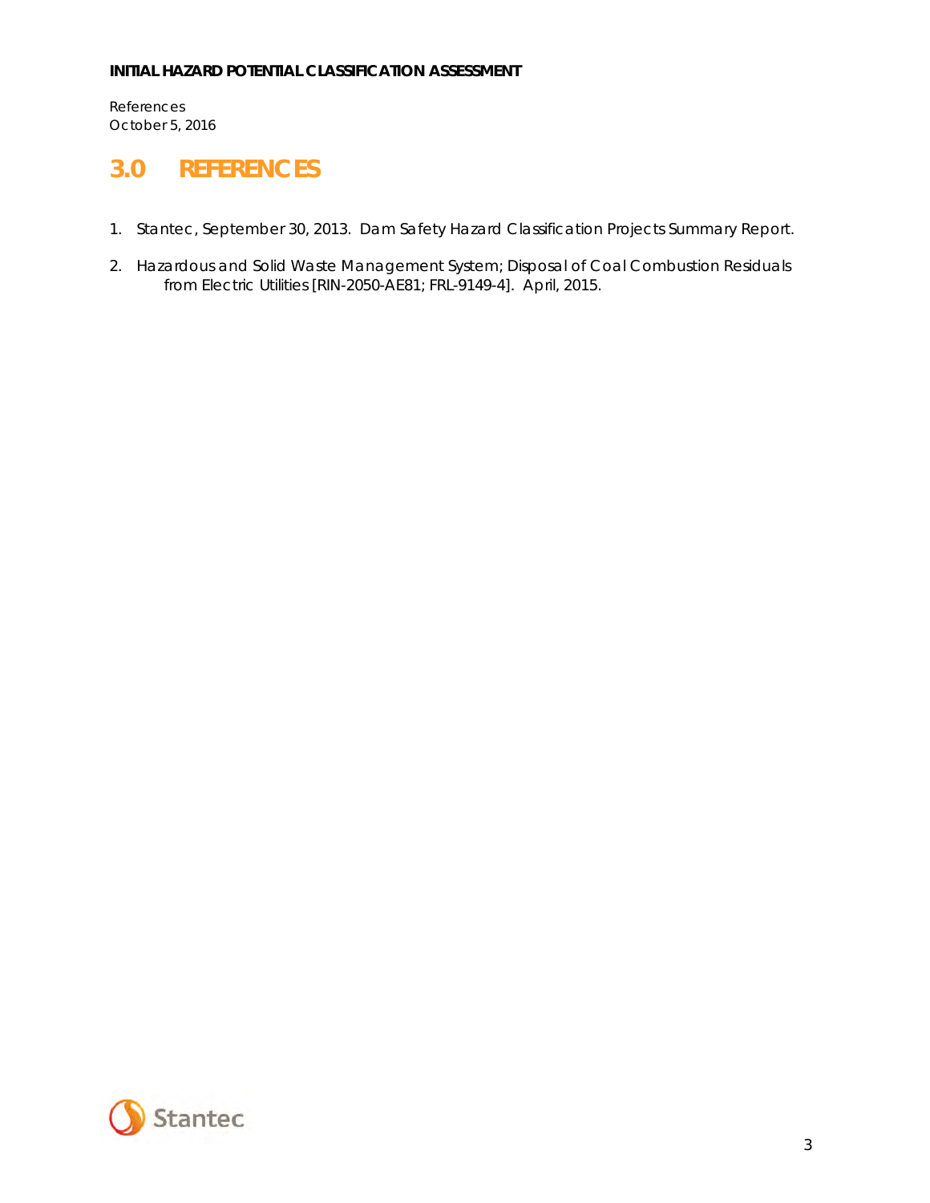## 3.0 REFERENCES

1. Stantec, September 30, 2013. Dam Safety Hazard Classification Projects Summary Report.

2. Hazardous and Solid Waste Management System; Disposal of Coal Combustion Residuals from Electric Utilities [RIN-2050-AE81; FRL-9149-4]. April, 2015.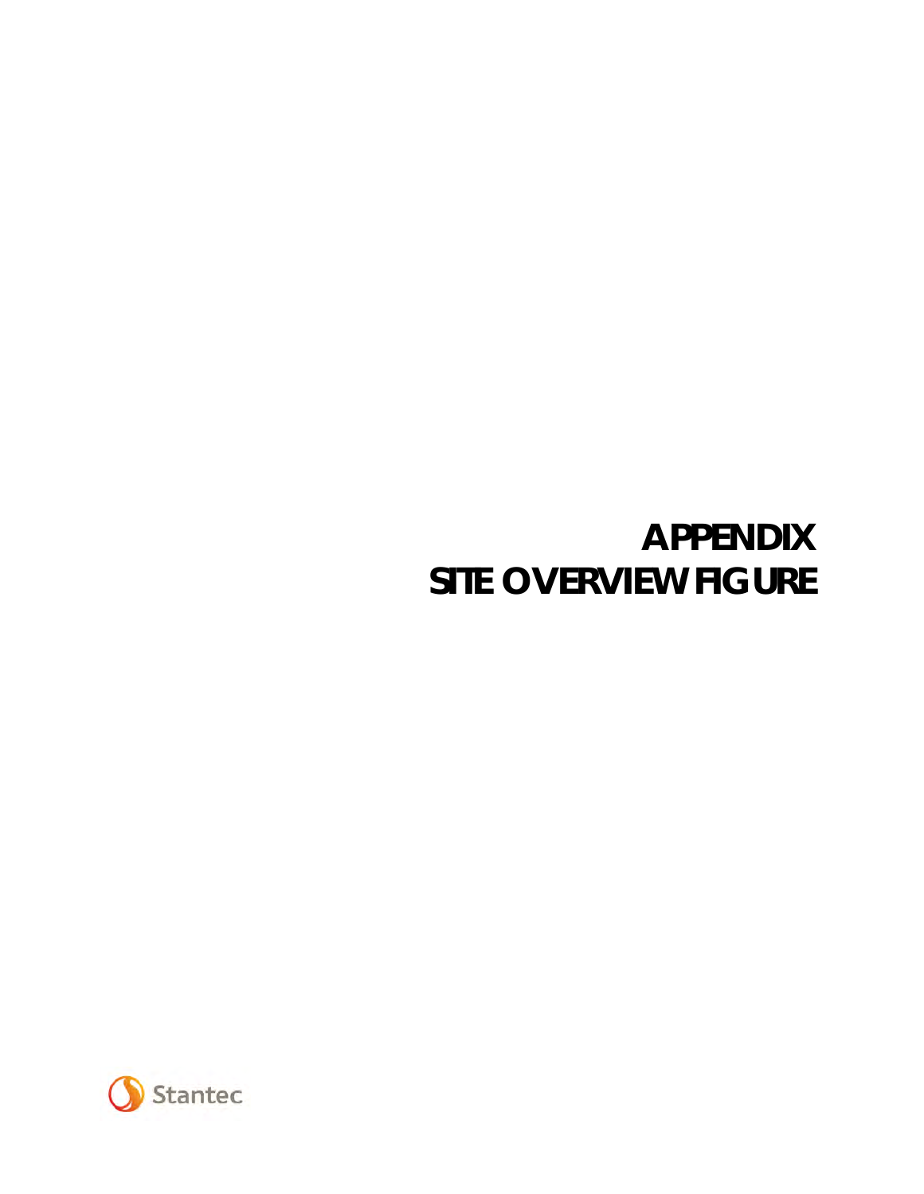# APPENDIX
# SITE OVERVIEW FIGURE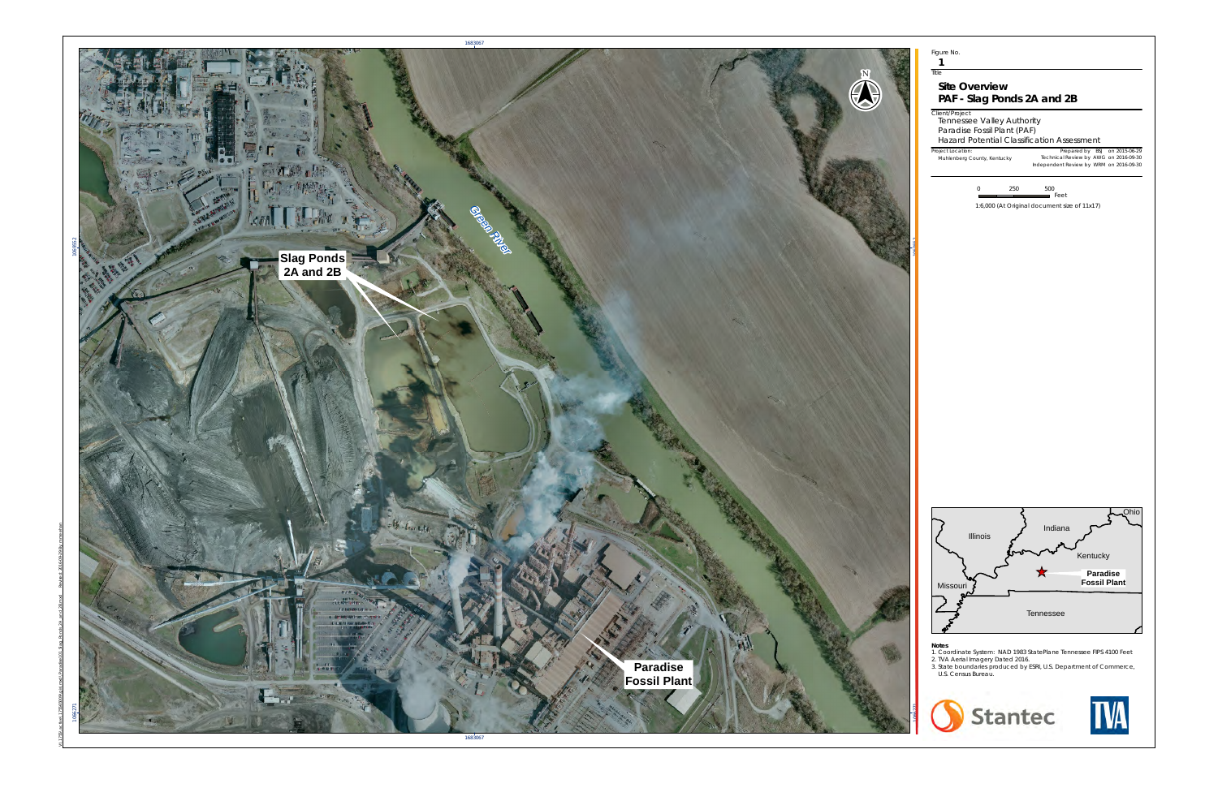Figure No.

**1**

Title

## Site Overview
## PAF - Slag Ponds 2A and 2B

Client/Project

Tennessee Valley Authority
Paradise Fossil Plant (PAF)
Hazard Potential Classification Assessment

Project Location:
Muhlenberg County, Kentucky

Prepared by BSJ on 2015-06-29
Technical Review by AWG on 2016-09-30
Independent Review by WRM on 2016-09-30

0 250 500
Feet

1:6,000 (At Original document size of 11x17)

Slag Ponds 2A and 2B

Green River

Paradise Fossil Plant

1683067

1066952

1066271

Illinois
Indiana
Ohio
Kentucky
Missouri
Tennessee
Paradise Fossil Plant

**Notes**

1. Coordinate System: NAD 1983 StatePlane Tennessee FIPS 4100 Feet
2. TVA Aerial Imagery Dated 2016.
3. State boundaries produced by ESRI, U.S. Department of Commerce, U.S. Census Bureau.

Stantec

TVA